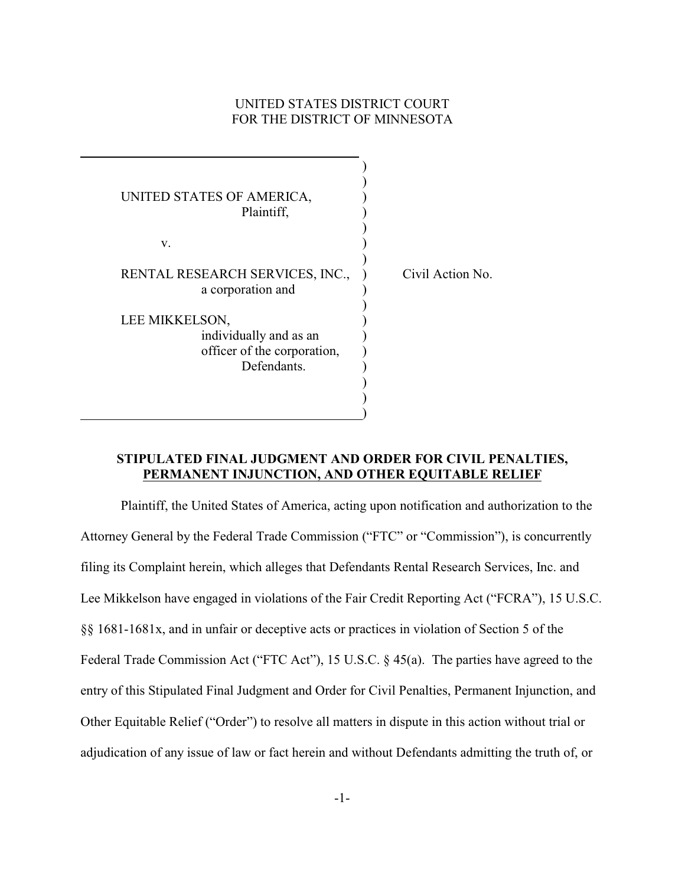UNITED STATES DISTRICT COURT
FOR THE DISTRICT OF MINNESOTA

| | |
|---|---|
| UNITED STATES OF AMERICA, Plaintiff, | |
| v. | |
| RENTAL RESEARCH SERVICES, INC., a corporation and | Civil Action No. |
| LEE MIKKELSON, individually and as an officer of the corporation, Defendants. | |

**STIPULATED FINAL JUDGMENT AND ORDER FOR CIVIL PENALTIES, PERMANENT INJUNCTION, AND OTHER EQUITABLE RELIEF**

Plaintiff, the United States of America, acting upon notification and authorization to the Attorney General by the Federal Trade Commission ("FTC" or "Commission"), is concurrently filing its Complaint herein, which alleges that Defendants Rental Research Services, Inc. and Lee Mikkelson have engaged in violations of the Fair Credit Reporting Act ("FCRA"), 15 U.S.C. §§ 1681-1681x, and in unfair or deceptive acts or practices in violation of Section 5 of the Federal Trade Commission Act ("FTC Act"), 15 U.S.C. § 45(a). The parties have agreed to the entry of this Stipulated Final Judgment and Order for Civil Penalties, Permanent Injunction, and Other Equitable Relief ("Order") to resolve all matters in dispute in this action without trial or adjudication of any issue of law or fact herein and without Defendants admitting the truth of, or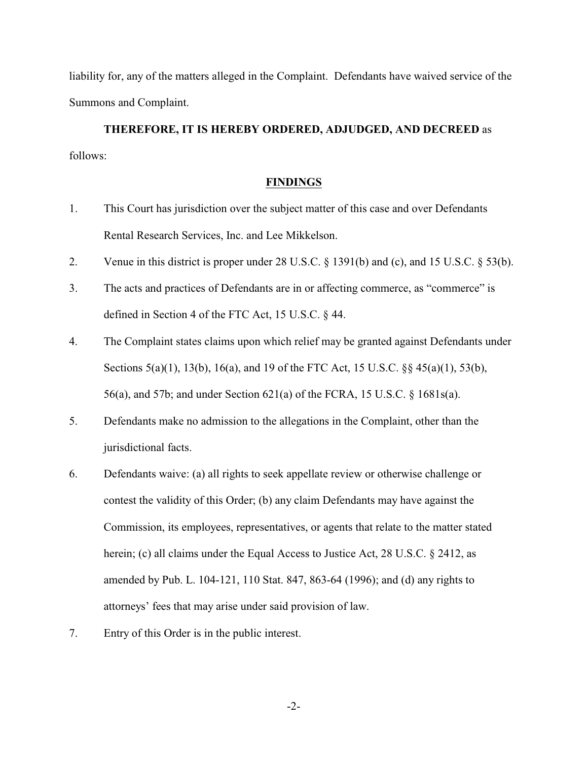liability for, any of the matters alleged in the Complaint. Defendants have waived service of the Summons and Complaint.

**THEREFORE, IT IS HEREBY ORDERED, ADJUDGED, AND DECREED** as follows:

## FINDINGS

1. This Court has jurisdiction over the subject matter of this case and over Defendants Rental Research Services, Inc. and Lee Mikkelson.
2. Venue in this district is proper under 28 U.S.C. § 1391(b) and (c), and 15 U.S.C. § 53(b).
3. The acts and practices of Defendants are in or affecting commerce, as "commerce" is defined in Section 4 of the FTC Act, 15 U.S.C. § 44.
4. The Complaint states claims upon which relief may be granted against Defendants under Sections 5(a)(1), 13(b), 16(a), and 19 of the FTC Act, 15 U.S.C. §§ 45(a)(1), 53(b), 56(a), and 57b; and under Section 621(a) of the FCRA, 15 U.S.C. § 1681s(a).
5. Defendants make no admission to the allegations in the Complaint, other than the jurisdictional facts.
6. Defendants waive: (a) all rights to seek appellate review or otherwise challenge or contest the validity of this Order; (b) any claim Defendants may have against the Commission, its employees, representatives, or agents that relate to the matter stated herein; (c) all claims under the Equal Access to Justice Act, 28 U.S.C. § 2412, as amended by Pub. L. 104-121, 110 Stat. 847, 863-64 (1996); and (d) any rights to attorneys' fees that may arise under said provision of law.
7. Entry of this Order is in the public interest.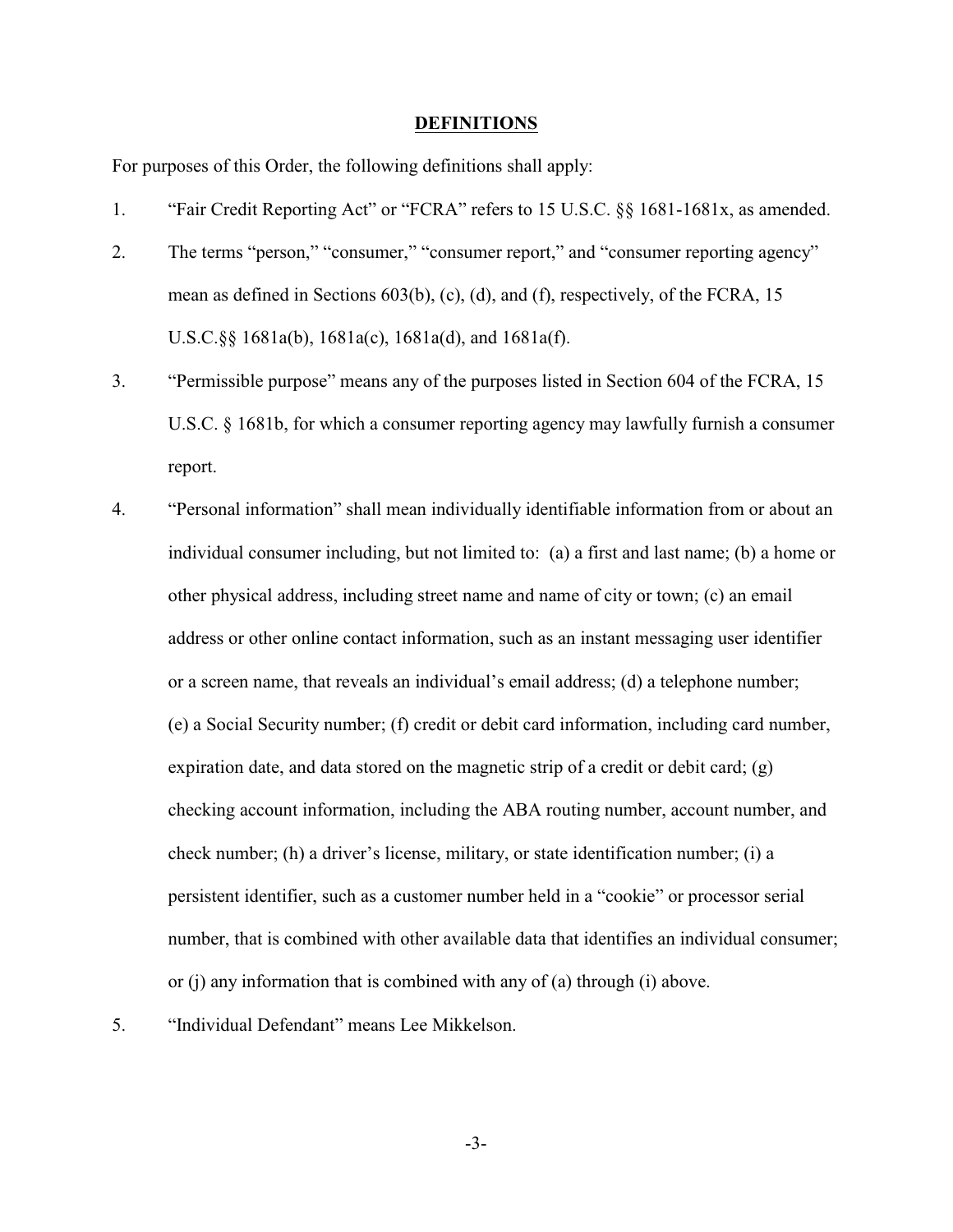## DEFINITIONS

For purposes of this Order, the following definitions shall apply:

1. "Fair Credit Reporting Act" or "FCRA" refers to 15 U.S.C. §§ 1681-1681x, as amended.

2. The terms "person," "consumer," "consumer report," and "consumer reporting agency" mean as defined in Sections 603(b), (c), (d), and (f), respectively, of the FCRA, 15 U.S.C.§§ 1681a(b), 1681a(c), 1681a(d), and 1681a(f).

3. "Permissible purpose" means any of the purposes listed in Section 604 of the FCRA, 15 U.S.C. § 1681b, for which a consumer reporting agency may lawfully furnish a consumer report.

4. "Personal information" shall mean individually identifiable information from or about an individual consumer including, but not limited to: (a) a first and last name; (b) a home or other physical address, including street name and name of city or town; (c) an email address or other online contact information, such as an instant messaging user identifier or a screen name, that reveals an individual's email address; (d) a telephone number; (e) a Social Security number; (f) credit or debit card information, including card number, expiration date, and data stored on the magnetic strip of a credit or debit card; (g) checking account information, including the ABA routing number, account number, and check number; (h) a driver's license, military, or state identification number; (i) a persistent identifier, such as a customer number held in a "cookie" or processor serial number, that is combined with other available data that identifies an individual consumer; or (j) any information that is combined with any of (a) through (i) above.

5. "Individual Defendant" means Lee Mikkelson.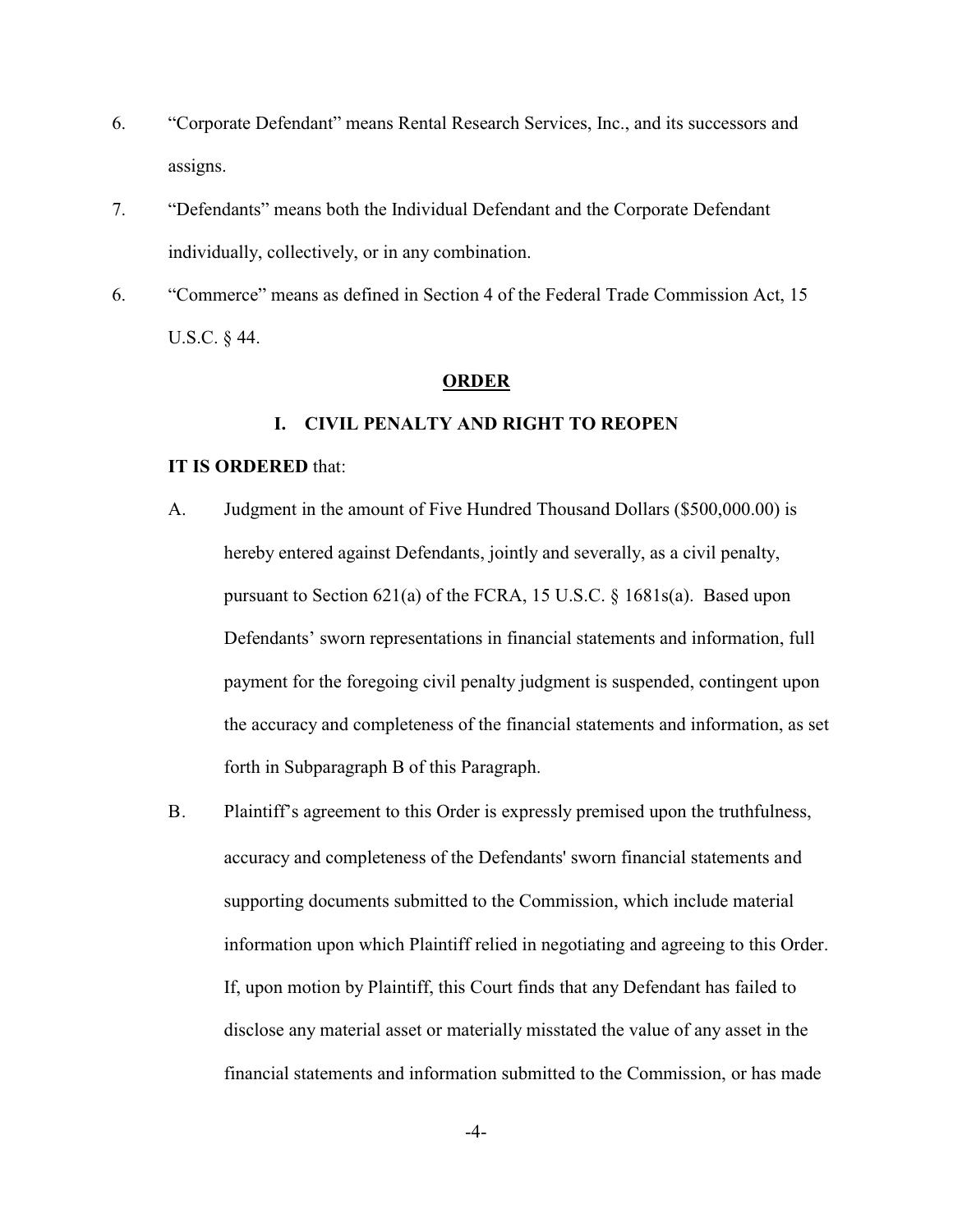6. “Corporate Defendant” means Rental Research Services, Inc., and its successors and assigns.

7. “Defendants” means both the Individual Defendant and the Corporate Defendant individually, collectively, or in any combination.

6. “Commerce” means as defined in Section 4 of the Federal Trade Commission Act, 15 U.S.C. § 44.

## ORDER

### I. CIVIL PENALTY AND RIGHT TO REOPEN

**IT IS ORDERED** that:

A. Judgment in the amount of Five Hundred Thousand Dollars ($500,000.00) is hereby entered against Defendants, jointly and severally, as a civil penalty, pursuant to Section 621(a) of the FCRA, 15 U.S.C. § 1681s(a). Based upon Defendants’ sworn representations in financial statements and information, full payment for the foregoing civil penalty judgment is suspended, contingent upon the accuracy and completeness of the financial statements and information, as set forth in Subparagraph B of this Paragraph.

B. Plaintiff’s agreement to this Order is expressly premised upon the truthfulness, accuracy and completeness of the Defendants' sworn financial statements and supporting documents submitted to the Commission, which include material information upon which Plaintiff relied in negotiating and agreeing to this Order. If, upon motion by Plaintiff, this Court finds that any Defendant has failed to disclose any material asset or materially misstated the value of any asset in the financial statements and information submitted to the Commission, or has made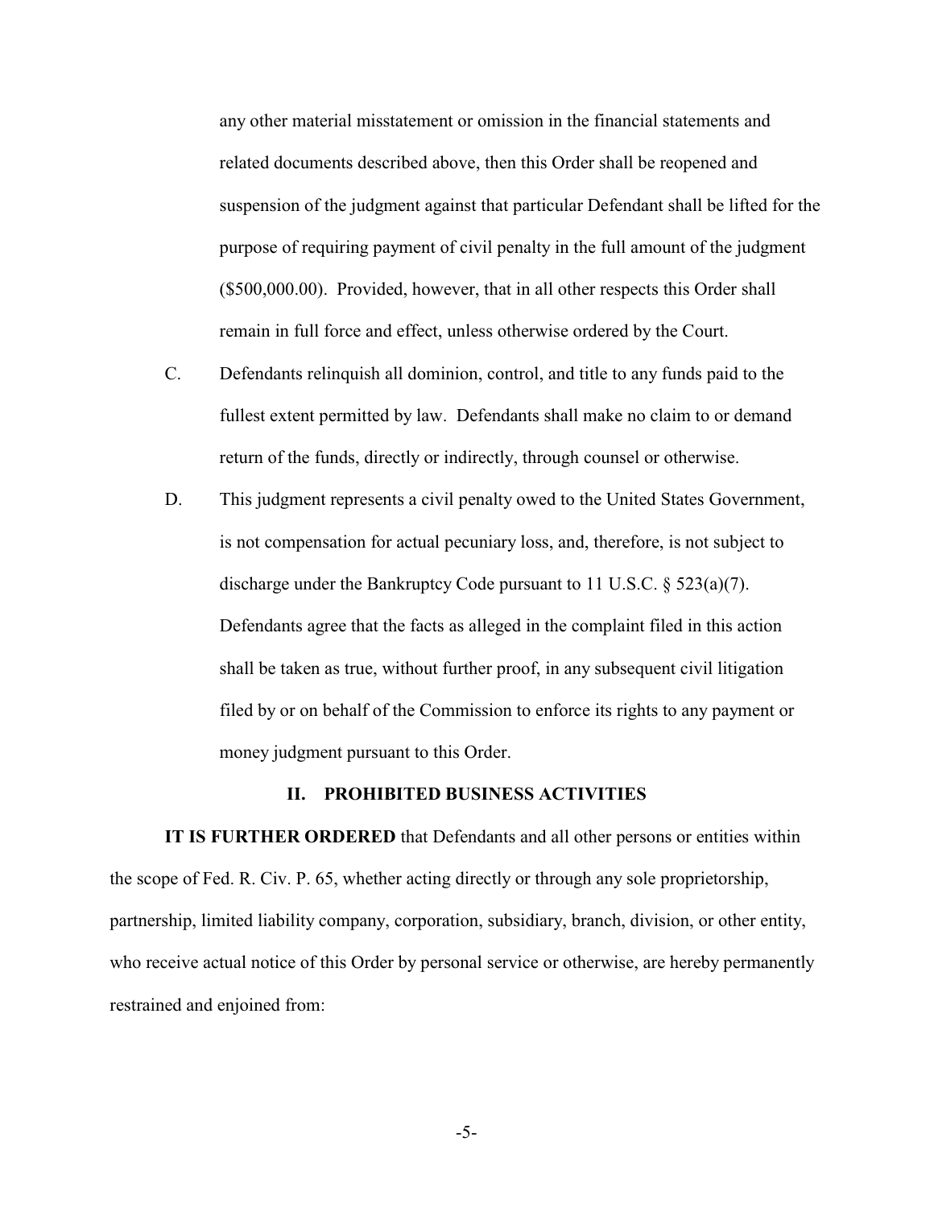any other material misstatement or omission in the financial statements and related documents described above, then this Order shall be reopened and suspension of the judgment against that particular Defendant shall be lifted for the purpose of requiring payment of civil penalty in the full amount of the judgment ($500,000.00). Provided, however, that in all other respects this Order shall remain in full force and effect, unless otherwise ordered by the Court.

C. Defendants relinquish all dominion, control, and title to any funds paid to the fullest extent permitted by law. Defendants shall make no claim to or demand return of the funds, directly or indirectly, through counsel or otherwise.

D. This judgment represents a civil penalty owed to the United States Government, is not compensation for actual pecuniary loss, and, therefore, is not subject to discharge under the Bankruptcy Code pursuant to 11 U.S.C. § 523(a)(7). Defendants agree that the facts as alleged in the complaint filed in this action shall be taken as true, without further proof, in any subsequent civil litigation filed by or on behalf of the Commission to enforce its rights to any payment or money judgment pursuant to this Order.

## II. PROHIBITED BUSINESS ACTIVITIES

**IT IS FURTHER ORDERED** that Defendants and all other persons or entities within the scope of Fed. R. Civ. P. 65, whether acting directly or through any sole proprietorship, partnership, limited liability company, corporation, subsidiary, branch, division, or other entity, who receive actual notice of this Order by personal service or otherwise, are hereby permanently restrained and enjoined from: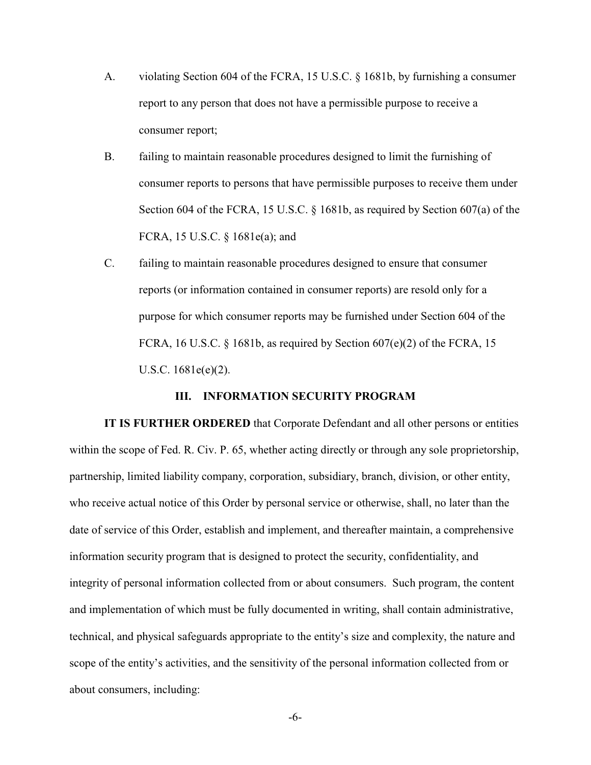A. violating Section 604 of the FCRA, 15 U.S.C. § 1681b, by furnishing a consumer report to any person that does not have a permissible purpose to receive a consumer report;

B. failing to maintain reasonable procedures designed to limit the furnishing of consumer reports to persons that have permissible purposes to receive them under Section 604 of the FCRA, 15 U.S.C. § 1681b, as required by Section 607(a) of the FCRA, 15 U.S.C. § 1681e(a); and

C. failing to maintain reasonable procedures designed to ensure that consumer reports (or information contained in consumer reports) are resold only for a purpose for which consumer reports may be furnished under Section 604 of the FCRA, 16 U.S.C. § 1681b, as required by Section 607(e)(2) of the FCRA, 15 U.S.C. 1681e(e)(2).

## III. INFORMATION SECURITY PROGRAM

**IT IS FURTHER ORDERED** that Corporate Defendant and all other persons or entities within the scope of Fed. R. Civ. P. 65, whether acting directly or through any sole proprietorship, partnership, limited liability company, corporation, subsidiary, branch, division, or other entity, who receive actual notice of this Order by personal service or otherwise, shall, no later than the date of service of this Order, establish and implement, and thereafter maintain, a comprehensive information security program that is designed to protect the security, confidentiality, and integrity of personal information collected from or about consumers. Such program, the content and implementation of which must be fully documented in writing, shall contain administrative, technical, and physical safeguards appropriate to the entity's size and complexity, the nature and scope of the entity's activities, and the sensitivity of the personal information collected from or about consumers, including: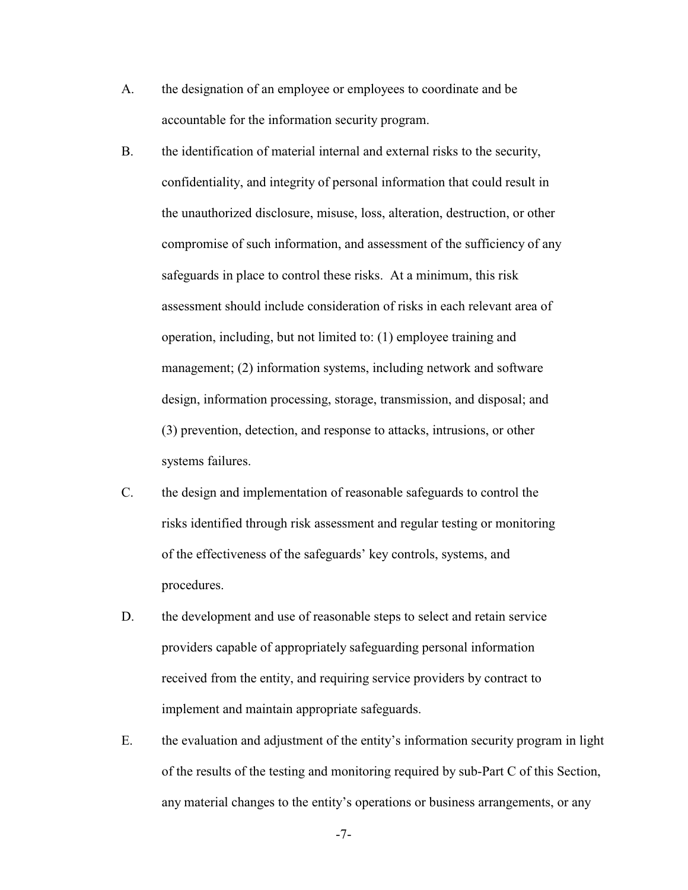A. the designation of an employee or employees to coordinate and be accountable for the information security program.

B. the identification of material internal and external risks to the security, confidentiality, and integrity of personal information that could result in the unauthorized disclosure, misuse, loss, alteration, destruction, or other compromise of such information, and assessment of the sufficiency of any safeguards in place to control these risks. At a minimum, this risk assessment should include consideration of risks in each relevant area of operation, including, but not limited to: (1) employee training and management; (2) information systems, including network and software design, information processing, storage, transmission, and disposal; and (3) prevention, detection, and response to attacks, intrusions, or other systems failures.

C. the design and implementation of reasonable safeguards to control the risks identified through risk assessment and regular testing or monitoring of the effectiveness of the safeguards' key controls, systems, and procedures.

D. the development and use of reasonable steps to select and retain service providers capable of appropriately safeguarding personal information received from the entity, and requiring service providers by contract to implement and maintain appropriate safeguards.

E. the evaluation and adjustment of the entity's information security program in light of the results of the testing and monitoring required by sub-Part C of this Section, any material changes to the entity's operations or business arrangements, or any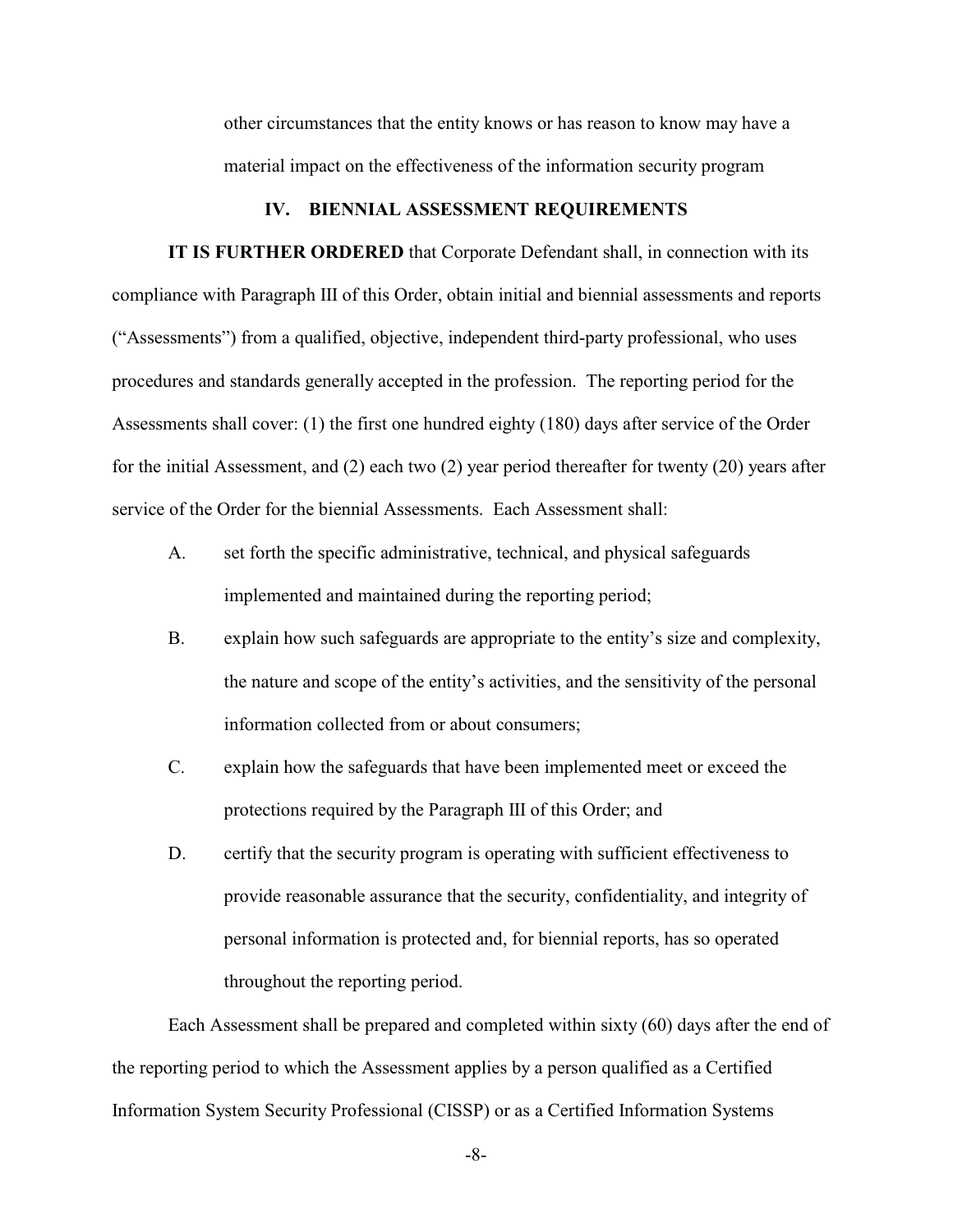other circumstances that the entity knows or has reason to know may have a material impact on the effectiveness of the information security program

## IV. BIENNIAL ASSESSMENT REQUIREMENTS

**IT IS FURTHER ORDERED** that Corporate Defendant shall, in connection with its compliance with Paragraph III of this Order, obtain initial and biennial assessments and reports ("Assessments") from a qualified, objective, independent third-party professional, who uses procedures and standards generally accepted in the profession. The reporting period for the Assessments shall cover: (1) the first one hundred eighty (180) days after service of the Order for the initial Assessment, and (2) each two (2) year period thereafter for twenty (20) years after service of the Order for the biennial Assessments. Each Assessment shall:

A. set forth the specific administrative, technical, and physical safeguards implemented and maintained during the reporting period;

B. explain how such safeguards are appropriate to the entity's size and complexity, the nature and scope of the entity's activities, and the sensitivity of the personal information collected from or about consumers;

C. explain how the safeguards that have been implemented meet or exceed the protections required by the Paragraph III of this Order; and

D. certify that the security program is operating with sufficient effectiveness to provide reasonable assurance that the security, confidentiality, and integrity of personal information is protected and, for biennial reports, has so operated throughout the reporting period.

Each Assessment shall be prepared and completed within sixty (60) days after the end of the reporting period to which the Assessment applies by a person qualified as a Certified Information System Security Professional (CISSP) or as a Certified Information Systems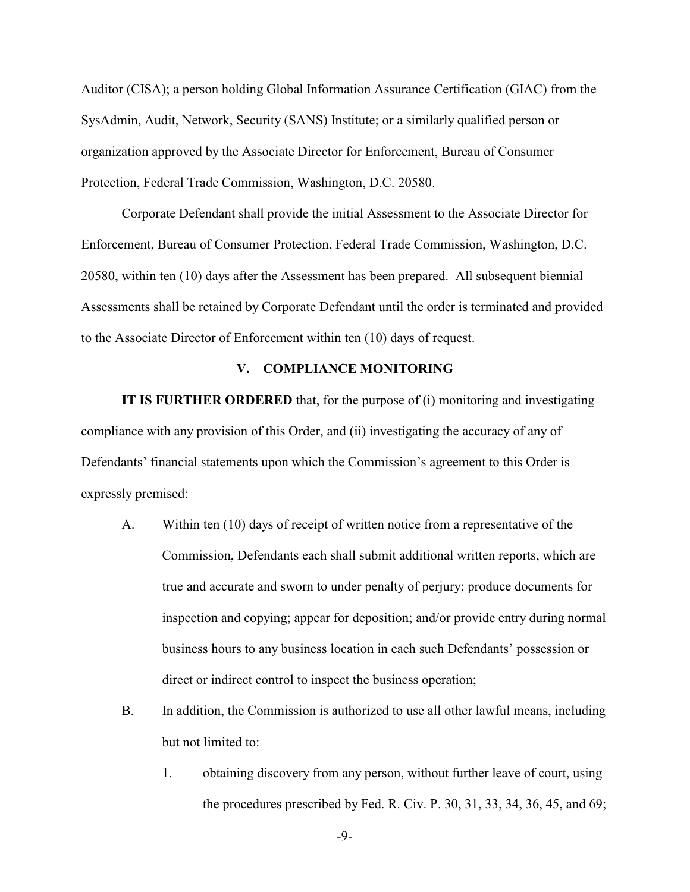Auditor (CISA); a person holding Global Information Assurance Certification (GIAC) from the SysAdmin, Audit, Network, Security (SANS) Institute; or a similarly qualified person or organization approved by the Associate Director for Enforcement, Bureau of Consumer Protection, Federal Trade Commission, Washington, D.C. 20580.

Corporate Defendant shall provide the initial Assessment to the Associate Director for Enforcement, Bureau of Consumer Protection, Federal Trade Commission, Washington, D.C. 20580, within ten (10) days after the Assessment has been prepared. All subsequent biennial Assessments shall be retained by Corporate Defendant until the order is terminated and provided to the Associate Director of Enforcement within ten (10) days of request.

## V. COMPLIANCE MONITORING

**IT IS FURTHER ORDERED** that, for the purpose of (i) monitoring and investigating compliance with any provision of this Order, and (ii) investigating the accuracy of any of Defendants' financial statements upon which the Commission's agreement to this Order is expressly premised:

A. Within ten (10) days of receipt of written notice from a representative of the Commission, Defendants each shall submit additional written reports, which are true and accurate and sworn to under penalty of perjury; produce documents for inspection and copying; appear for deposition; and/or provide entry during normal business hours to any business location in each such Defendants' possession or direct or indirect control to inspect the business operation;

B. In addition, the Commission is authorized to use all other lawful means, including but not limited to:

   1. obtaining discovery from any person, without further leave of court, using the procedures prescribed by Fed. R. Civ. P. 30, 31, 33, 34, 36, 45, and 69;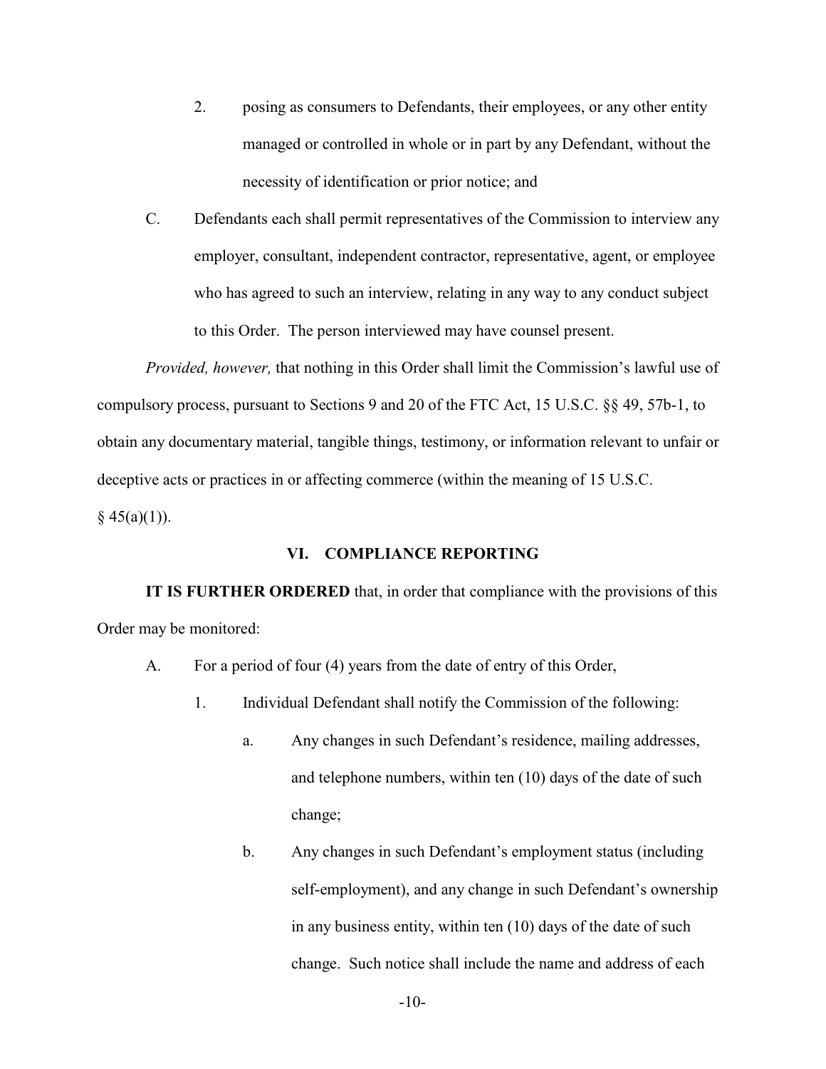2. posing as consumers to Defendants, their employees, or any other entity managed or controlled in whole or in part by any Defendant, without the necessity of identification or prior notice; and

C. Defendants each shall permit representatives of the Commission to interview any employer, consultant, independent contractor, representative, agent, or employee who has agreed to such an interview, relating in any way to any conduct subject to this Order. The person interviewed may have counsel present.

*Provided, however,* that nothing in this Order shall limit the Commission's lawful use of compulsory process, pursuant to Sections 9 and 20 of the FTC Act, 15 U.S.C. §§ 49, 57b-1, to obtain any documentary material, tangible things, testimony, or information relevant to unfair or deceptive acts or practices in or affecting commerce (within the meaning of 15 U.S.C. § 45(a)(1)).

## VI. COMPLIANCE REPORTING

**IT IS FURTHER ORDERED** that, in order that compliance with the provisions of this Order may be monitored:

A. For a period of four (4) years from the date of entry of this Order,

1. Individual Defendant shall notify the Commission of the following:

    a. Any changes in such Defendant's residence, mailing addresses, and telephone numbers, within ten (10) days of the date of such change;

    b. Any changes in such Defendant's employment status (including self-employment), and any change in such Defendant's ownership in any business entity, within ten (10) days of the date of such change. Such notice shall include the name and address of each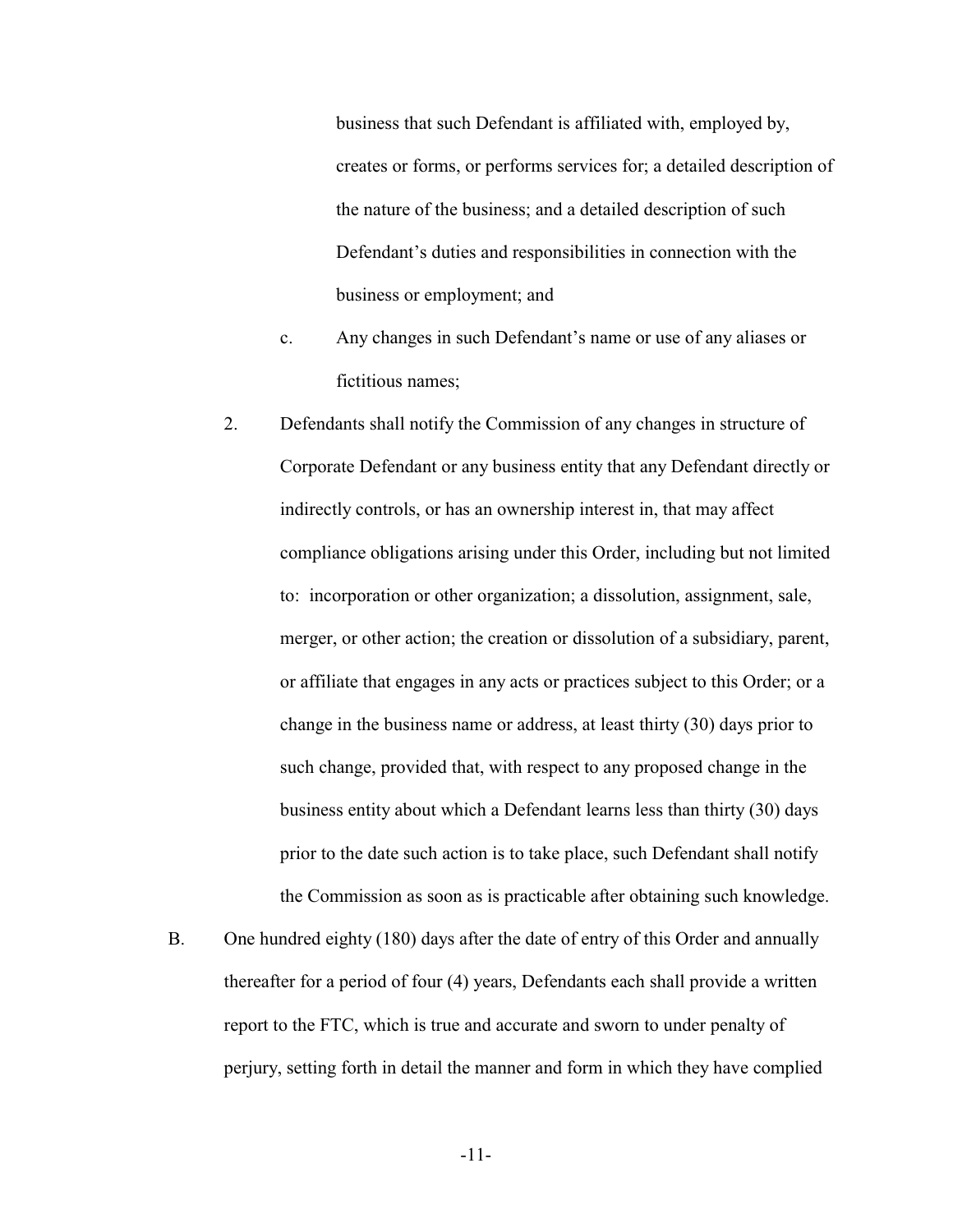business that such Defendant is affiliated with, employed by, creates or forms, or performs services for; a detailed description of the nature of the business; and a detailed description of such Defendant's duties and responsibilities in connection with the business or employment; and

   c. Any changes in such Defendant's name or use of any aliases or fictitious names;

2. Defendants shall notify the Commission of any changes in structure of Corporate Defendant or any business entity that any Defendant directly or indirectly controls, or has an ownership interest in, that may affect compliance obligations arising under this Order, including but not limited to: incorporation or other organization; a dissolution, assignment, sale, merger, or other action; the creation or dissolution of a subsidiary, parent, or affiliate that engages in any acts or practices subject to this Order; or a change in the business name or address, at least thirty (30) days prior to such change, provided that, with respect to any proposed change in the business entity about which a Defendant learns less than thirty (30) days prior to the date such action is to take place, such Defendant shall notify the Commission as soon as is practicable after obtaining such knowledge.

B. One hundred eighty (180) days after the date of entry of this Order and annually thereafter for a period of four (4) years, Defendants each shall provide a written report to the FTC, which is true and accurate and sworn to under penalty of perjury, setting forth in detail the manner and form in which they have complied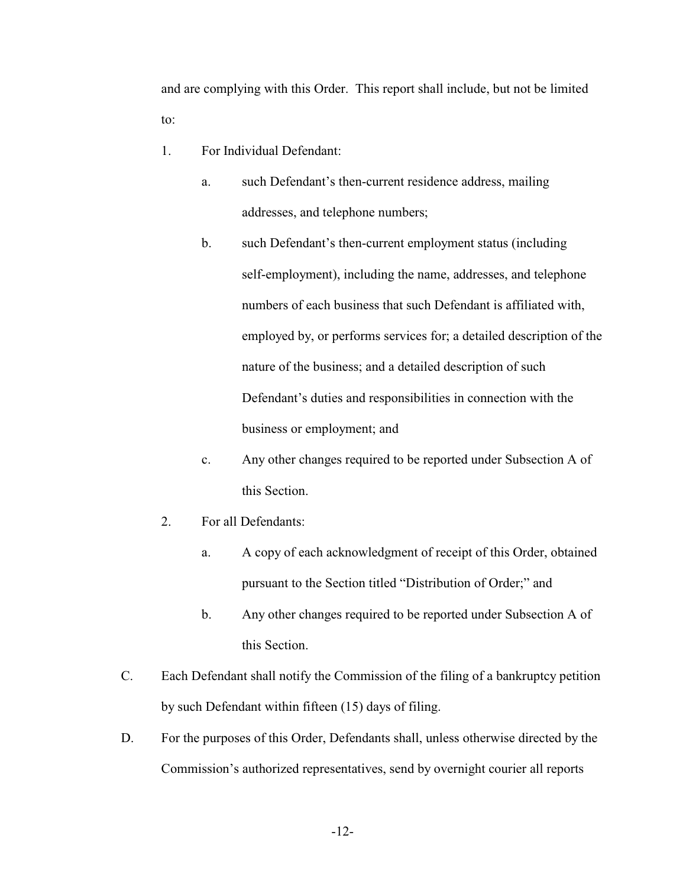and are complying with this Order. This report shall include, but not be limited to:

1. For Individual Defendant:

   a. such Defendant's then-current residence address, mailing addresses, and telephone numbers;

   b. such Defendant's then-current employment status (including self-employment), including the name, addresses, and telephone numbers of each business that such Defendant is affiliated with, employed by, or performs services for; a detailed description of the nature of the business; and a detailed description of such Defendant's duties and responsibilities in connection with the business or employment; and

   c. Any other changes required to be reported under Subsection A of this Section.

2. For all Defendants:

   a. A copy of each acknowledgment of receipt of this Order, obtained pursuant to the Section titled "Distribution of Order;" and

   b. Any other changes required to be reported under Subsection A of this Section.

C. Each Defendant shall notify the Commission of the filing of a bankruptcy petition by such Defendant within fifteen (15) days of filing.

D. For the purposes of this Order, Defendants shall, unless otherwise directed by the Commission's authorized representatives, send by overnight courier all reports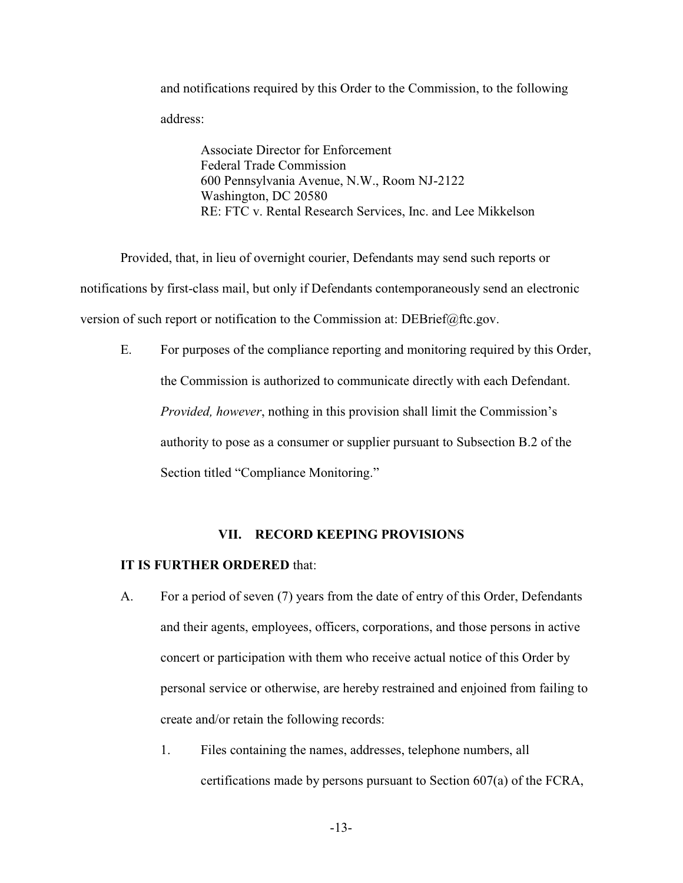and notifications required by this Order to the Commission, to the following address:

> Associate Director for Enforcement
> Federal Trade Commission
> 600 Pennsylvania Avenue, N.W., Room NJ-2122
> Washington, DC 20580
> RE: FTC v. Rental Research Services, Inc. and Lee Mikkelson

Provided, that, in lieu of overnight courier, Defendants may send such reports or notifications by first-class mail, but only if Defendants contemporaneously send an electronic version of such report or notification to the Commission at: DEBrief@ftc.gov.

E. For purposes of the compliance reporting and monitoring required by this Order, the Commission is authorized to communicate directly with each Defendant. *Provided, however*, nothing in this provision shall limit the Commission's authority to pose as a consumer or supplier pursuant to Subsection B.2 of the Section titled "Compliance Monitoring."

## VII. RECORD KEEPING PROVISIONS

**IT IS FURTHER ORDERED** that:

A. For a period of seven (7) years from the date of entry of this Order, Defendants and their agents, employees, officers, corporations, and those persons in active concert or participation with them who receive actual notice of this Order by personal service or otherwise, are hereby restrained and enjoined from failing to create and/or retain the following records:

   1. Files containing the names, addresses, telephone numbers, all certifications made by persons pursuant to Section 607(a) of the FCRA,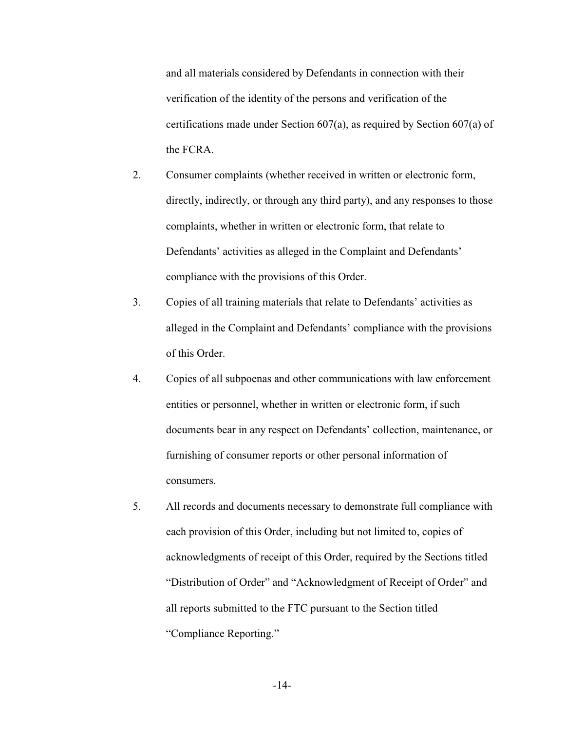and all materials considered by Defendants in connection with their verification of the identity of the persons and verification of the certifications made under Section 607(a), as required by Section 607(a) of the FCRA.

2. Consumer complaints (whether received in written or electronic form, directly, indirectly, or through any third party), and any responses to those complaints, whether in written or electronic form, that relate to Defendants' activities as alleged in the Complaint and Defendants' compliance with the provisions of this Order.

3. Copies of all training materials that relate to Defendants' activities as alleged in the Complaint and Defendants' compliance with the provisions of this Order.

4. Copies of all subpoenas and other communications with law enforcement entities or personnel, whether in written or electronic form, if such documents bear in any respect on Defendants' collection, maintenance, or furnishing of consumer reports or other personal information of consumers.

5. All records and documents necessary to demonstrate full compliance with each provision of this Order, including but not limited to, copies of acknowledgments of receipt of this Order, required by the Sections titled "Distribution of Order" and "Acknowledgment of Receipt of Order" and all reports submitted to the FTC pursuant to the Section titled "Compliance Reporting."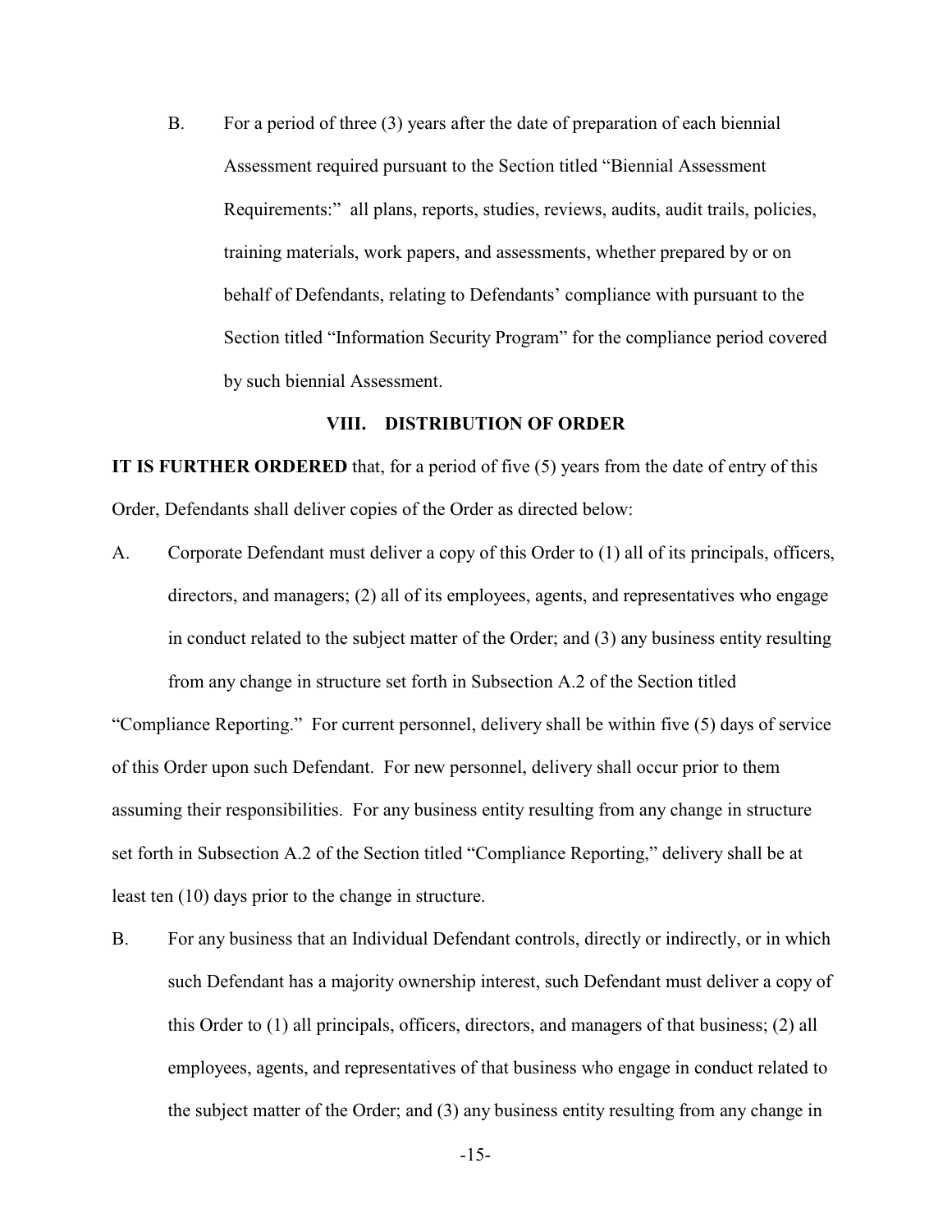B. For a period of three (3) years after the date of preparation of each biennial Assessment required pursuant to the Section titled "Biennial Assessment Requirements:" all plans, reports, studies, reviews, audits, audit trails, policies, training materials, work papers, and assessments, whether prepared by or on behalf of Defendants, relating to Defendants' compliance with pursuant to the Section titled "Information Security Program" for the compliance period covered by such biennial Assessment.

## VIII. DISTRIBUTION OF ORDER

**IT IS FURTHER ORDERED** that, for a period of five (5) years from the date of entry of this Order, Defendants shall deliver copies of the Order as directed below:

A. Corporate Defendant must deliver a copy of this Order to (1) all of its principals, officers, directors, and managers; (2) all of its employees, agents, and representatives who engage in conduct related to the subject matter of the Order; and (3) any business entity resulting from any change in structure set forth in Subsection A.2 of the Section titled "Compliance Reporting." For current personnel, delivery shall be within five (5) days of service of this Order upon such Defendant. For new personnel, delivery shall occur prior to them assuming their responsibilities. For any business entity resulting from any change in structure set forth in Subsection A.2 of the Section titled "Compliance Reporting," delivery shall be at least ten (10) days prior to the change in structure.

B. For any business that an Individual Defendant controls, directly or indirectly, or in which such Defendant has a majority ownership interest, such Defendant must deliver a copy of this Order to (1) all principals, officers, directors, and managers of that business; (2) all employees, agents, and representatives of that business who engage in conduct related to the subject matter of the Order; and (3) any business entity resulting from any change in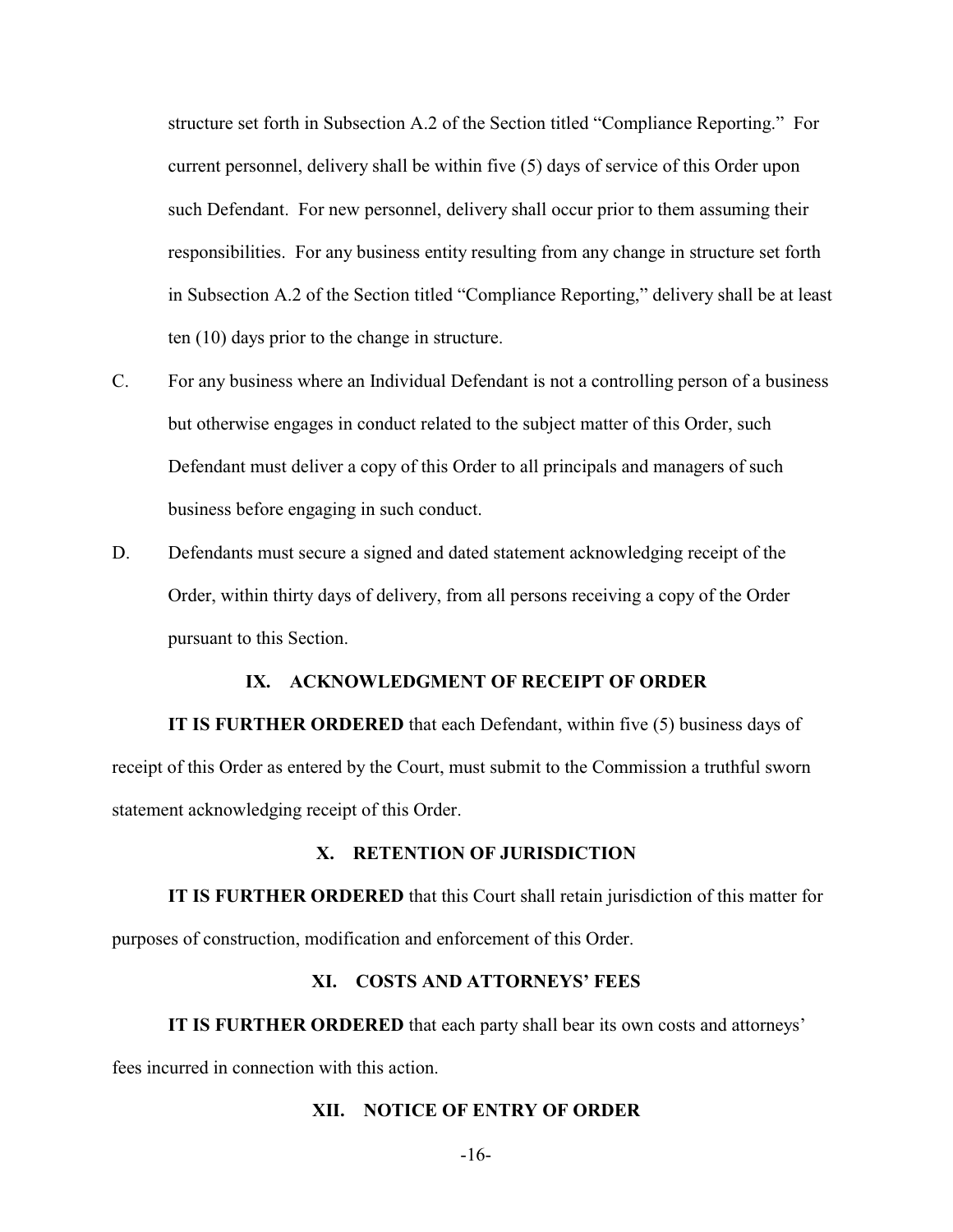structure set forth in Subsection A.2 of the Section titled "Compliance Reporting." For current personnel, delivery shall be within five (5) days of service of this Order upon such Defendant. For new personnel, delivery shall occur prior to them assuming their responsibilities. For any business entity resulting from any change in structure set forth in Subsection A.2 of the Section titled "Compliance Reporting," delivery shall be at least ten (10) days prior to the change in structure.

C. For any business where an Individual Defendant is not a controlling person of a business but otherwise engages in conduct related to the subject matter of this Order, such Defendant must deliver a copy of this Order to all principals and managers of such business before engaging in such conduct.

D. Defendants must secure a signed and dated statement acknowledging receipt of the Order, within thirty days of delivery, from all persons receiving a copy of the Order pursuant to this Section.

## IX. ACKNOWLEDGMENT OF RECEIPT OF ORDER

**IT IS FURTHER ORDERED** that each Defendant, within five (5) business days of receipt of this Order as entered by the Court, must submit to the Commission a truthful sworn statement acknowledging receipt of this Order.

## X. RETENTION OF JURISDICTION

**IT IS FURTHER ORDERED** that this Court shall retain jurisdiction of this matter for purposes of construction, modification and enforcement of this Order.

## XI. COSTS AND ATTORNEYS' FEES

**IT IS FURTHER ORDERED** that each party shall bear its own costs and attorneys' fees incurred in connection with this action.

## XII. NOTICE OF ENTRY OF ORDER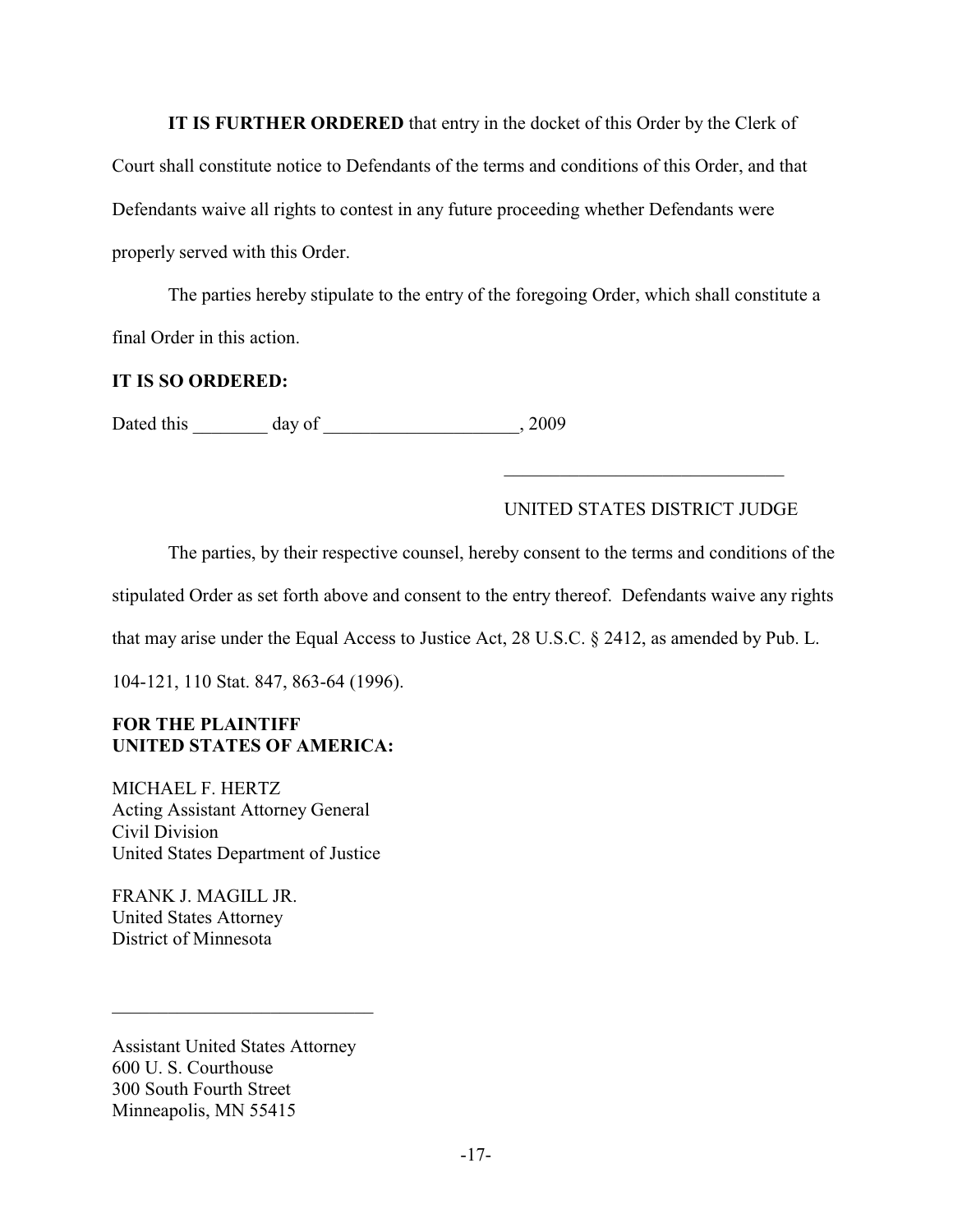**IT IS FURTHER ORDERED** that entry in the docket of this Order by the Clerk of Court shall constitute notice to Defendants of the terms and conditions of this Order, and that Defendants waive all rights to contest in any future proceeding whether Defendants were properly served with this Order.

The parties hereby stipulate to the entry of the foregoing Order, which shall constitute a final Order in this action.

**IT IS SO ORDERED:**

Dated this ________ day of ____________________, 2009

______________________________

UNITED STATES DISTRICT JUDGE

The parties, by their respective counsel, hereby consent to the terms and conditions of the stipulated Order as set forth above and consent to the entry thereof. Defendants waive any rights that may arise under the Equal Access to Justice Act, 28 U.S.C. § 2412, as amended by Pub. L. 104-121, 110 Stat. 847, 863-64 (1996).

**FOR THE PLAINTIFF**
**UNITED STATES OF AMERICA:**

MICHAEL F. HERTZ
Acting Assistant Attorney General
Civil Division
United States Department of Justice

FRANK J. MAGILL JR.
United States Attorney
District of Minnesota

______________________________

Assistant United States Attorney
600 U. S. Courthouse
300 South Fourth Street
Minneapolis, MN 55415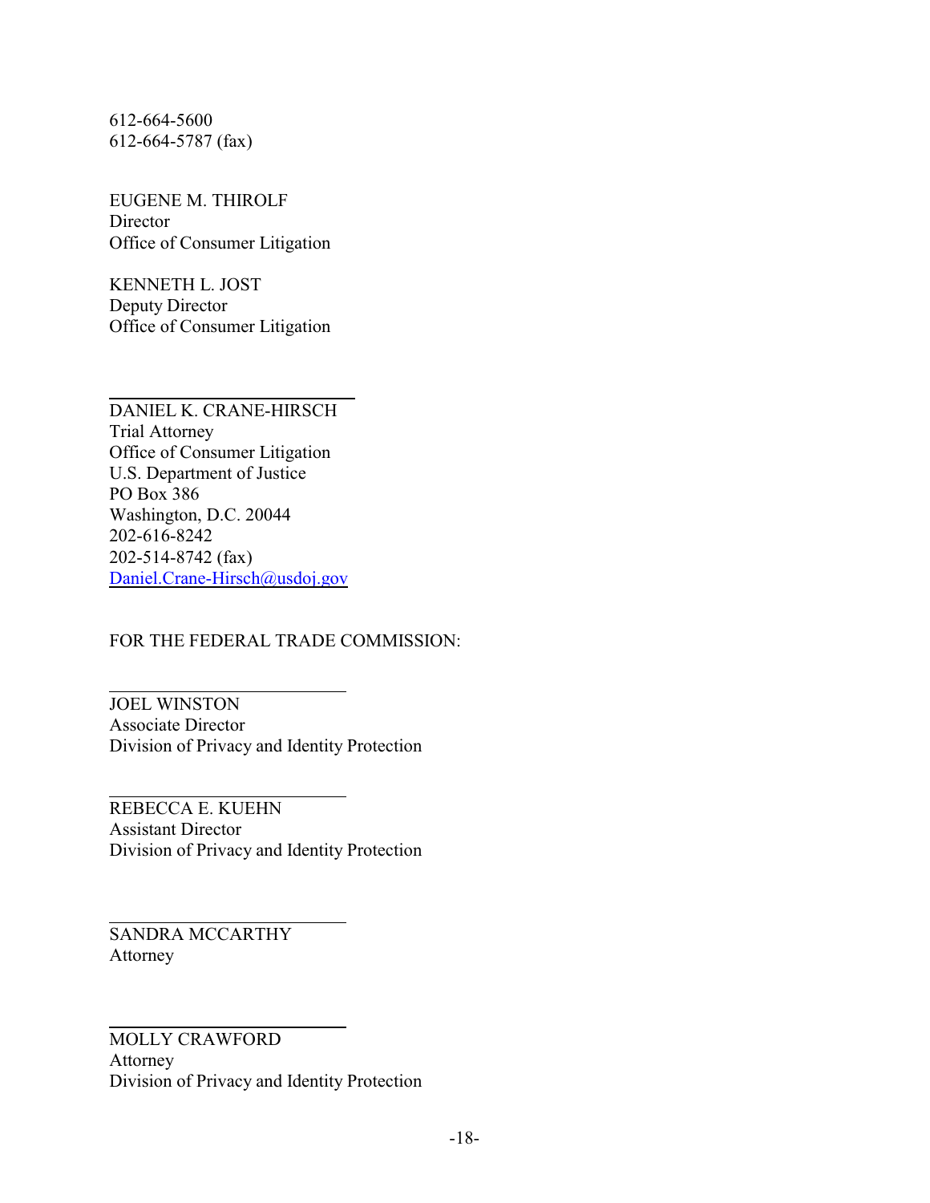612-664-5600
612-664-5787 (fax)

EUGENE M. THIROLF
Director
Office of Consumer Litigation

KENNETH L. JOST
Deputy Director
Office of Consumer Litigation

\_\_\_\_\_\_\_\_\_\_\_\_\_\_\_\_\_\_\_\_\_\_\_\_\_\_
DANIEL K. CRANE-HIRSCH
Trial Attorney
Office of Consumer Litigation
U.S. Department of Justice
PO Box 386
Washington, D.C. 20044
202-616-8242
202-514-8742 (fax)
Daniel.Crane-Hirsch@usdoj.gov

FOR THE FEDERAL TRADE COMMISSION:

\_\_\_\_\_\_\_\_\_\_\_\_\_\_\_\_\_\_\_\_\_\_\_\_\_\_
JOEL WINSTON
Associate Director
Division of Privacy and Identity Protection

\_\_\_\_\_\_\_\_\_\_\_\_\_\_\_\_\_\_\_\_\_\_\_\_\_\_
REBECCA E. KUEHN
Assistant Director
Division of Privacy and Identity Protection

\_\_\_\_\_\_\_\_\_\_\_\_\_\_\_\_\_\_\_\_\_\_\_\_\_\_
SANDRA MCCARTHY
Attorney

\_\_\_\_\_\_\_\_\_\_\_\_\_\_\_\_\_\_\_\_\_\_\_\_\_\_
MOLLY CRAWFORD
Attorney
Division of Privacy and Identity Protection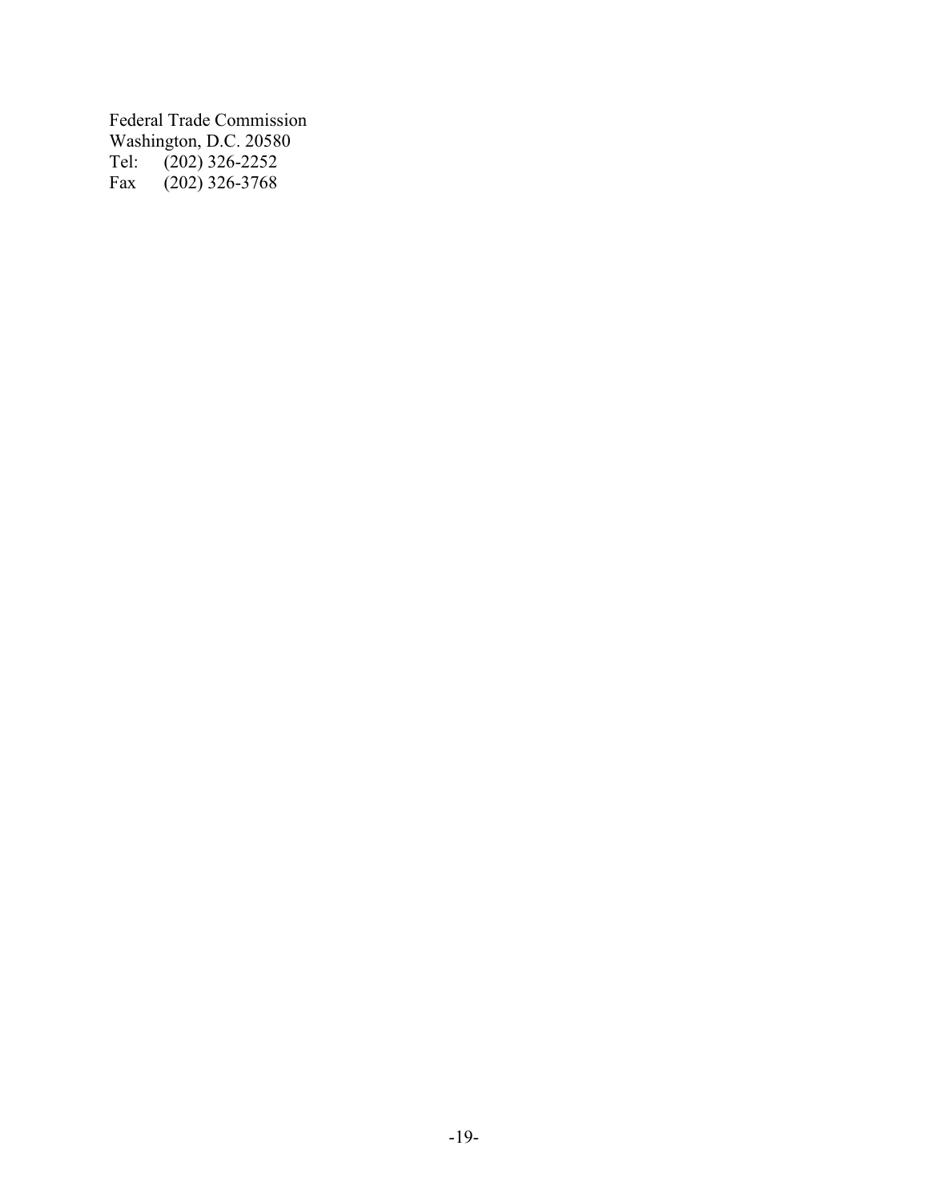Federal Trade Commission
Washington, D.C. 20580
Tel: (202) 326-2252
Fax (202) 326-3768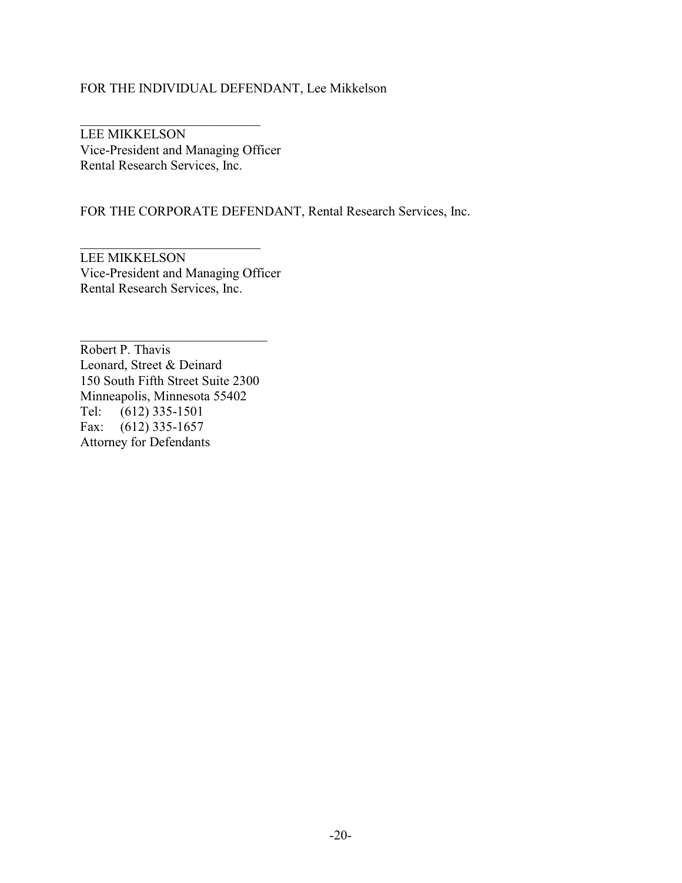FOR THE INDIVIDUAL DEFENDANT, Lee Mikkelson

\_\_\_\_\_\_\_\_\_\_\_\_\_\_\_\_\_\_\_\_\_\_\_\_\_\_\_\_

LEE MIKKELSON  
Vice-President and Managing Officer  
Rental Research Services, Inc.

FOR THE CORPORATE DEFENDANT, Rental Research Services, Inc.

\_\_\_\_\_\_\_\_\_\_\_\_\_\_\_\_\_\_\_\_\_\_\_\_\_\_\_\_

LEE MIKKELSON  
Vice-President and Managing Officer  
Rental Research Services, Inc.

\_\_\_\_\_\_\_\_\_\_\_\_\_\_\_\_\_\_\_\_\_\_\_\_\_\_\_\_

Robert P. Thavis  
Leonard, Street & Deinard  
150 South Fifth Street Suite 2300  
Minneapolis, Minnesota 55402  
Tel: (612) 335-1501  
Fax: (612) 335-1657  
Attorney for Defendants